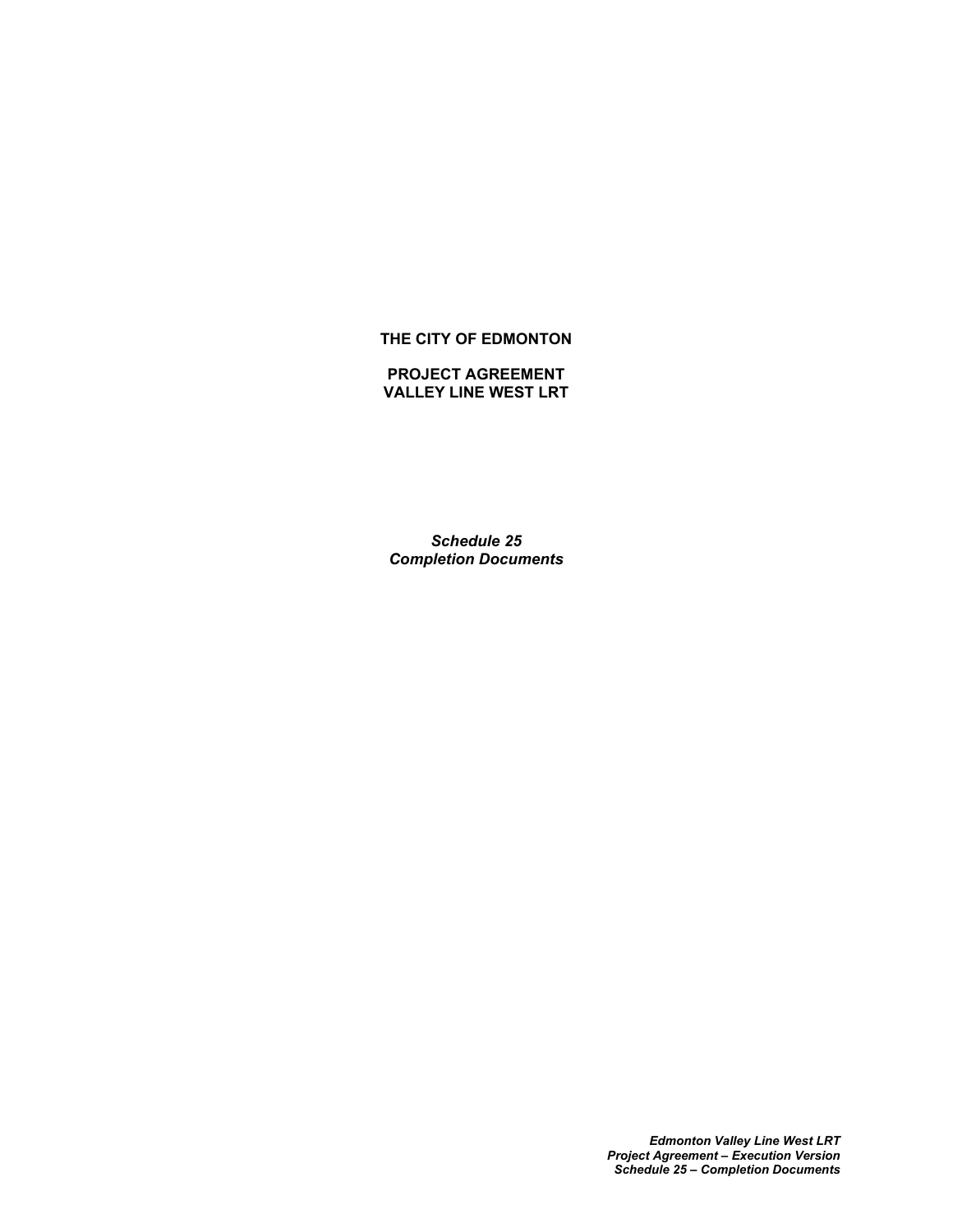**THE CITY OF EDMONTON**

**PROJECT AGREEMENT**
**VALLEY LINE WEST LRT**

***Schedule 25***
***Completion Documents***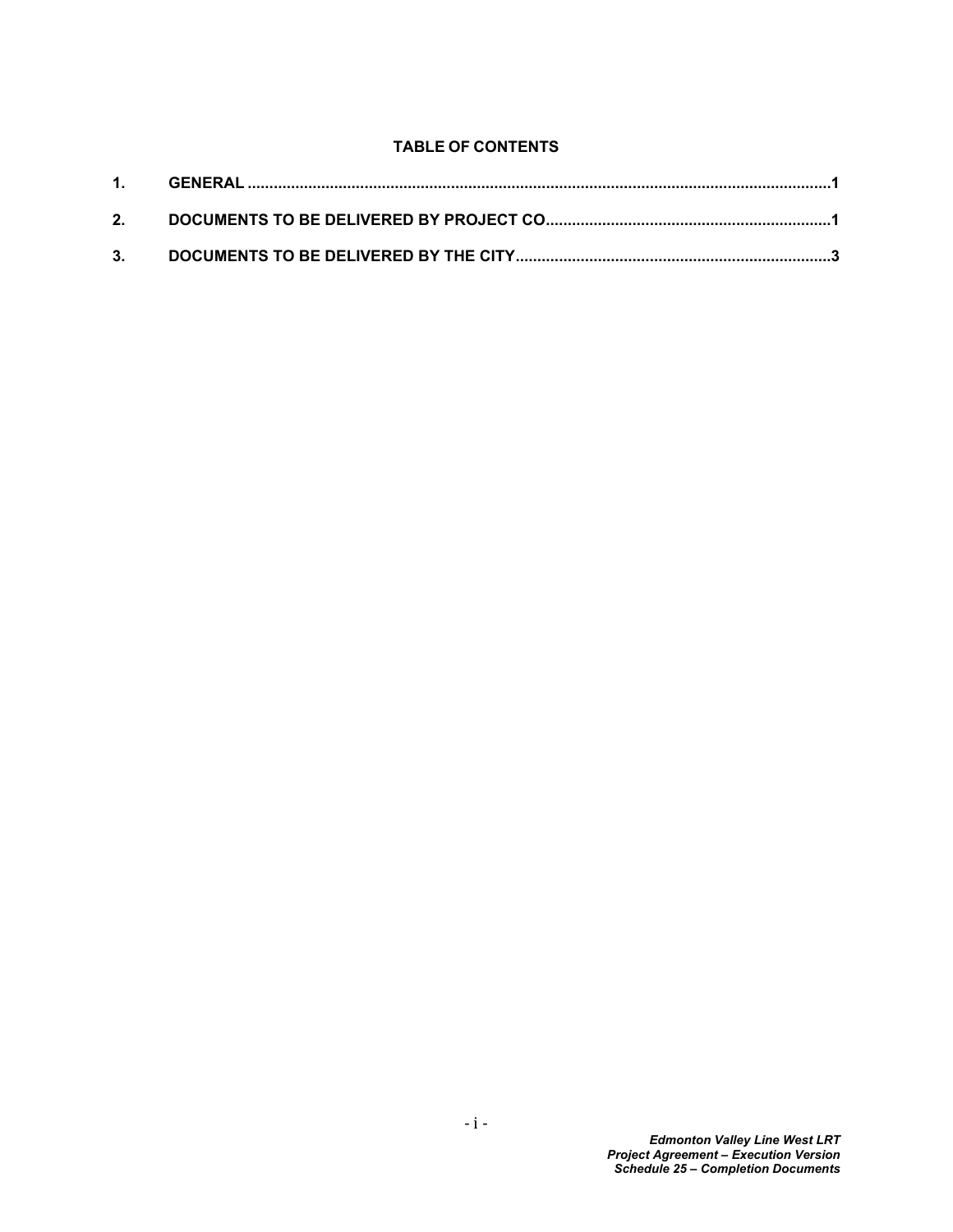**TABLE OF CONTENTS**

1. GENERAL ....................................................................................................................................1
2. DOCUMENTS TO BE DELIVERED BY PROJECT CO.................................................................1
3. DOCUMENTS TO BE DELIVERED BY THE CITY.........................................................................3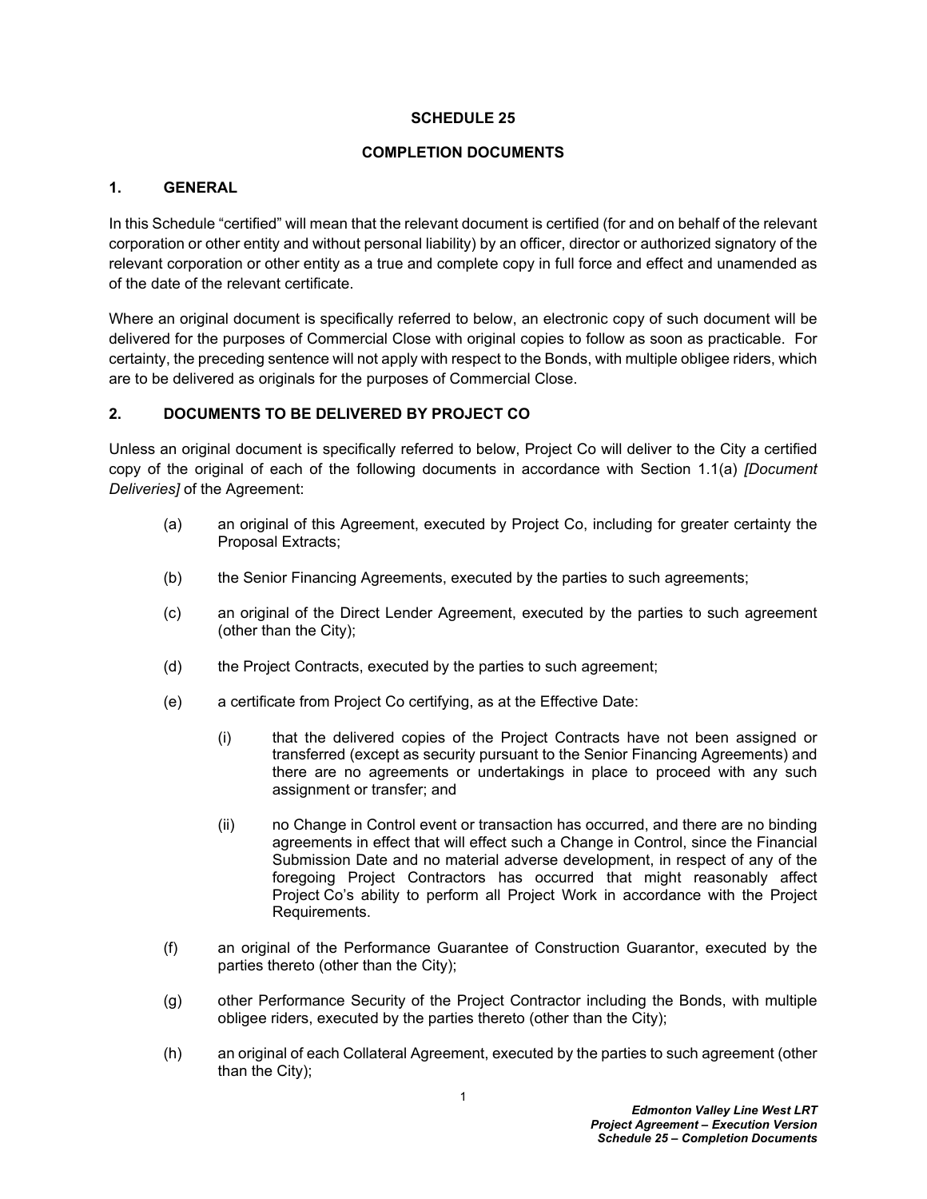# SCHEDULE 25

## COMPLETION DOCUMENTS

### 1. GENERAL

In this Schedule "certified" will mean that the relevant document is certified (for and on behalf of the relevant corporation or other entity and without personal liability) by an officer, director or authorized signatory of the relevant corporation or other entity as a true and complete copy in full force and effect and unamended as of the date of the relevant certificate.

Where an original document is specifically referred to below, an electronic copy of such document will be delivered for the purposes of Commercial Close with original copies to follow as soon as practicable. For certainty, the preceding sentence will not apply with respect to the Bonds, with multiple obligee riders, which are to be delivered as originals for the purposes of Commercial Close.

### 2. DOCUMENTS TO BE DELIVERED BY PROJECT CO

Unless an original document is specifically referred to below, Project Co will deliver to the City a certified copy of the original of each of the following documents in accordance with Section 1.1(a) *[Document Deliveries]* of the Agreement:

(a) an original of this Agreement, executed by Project Co, including for greater certainty the Proposal Extracts;

(b) the Senior Financing Agreements, executed by the parties to such agreements;

(c) an original of the Direct Lender Agreement, executed by the parties to such agreement (other than the City);

(d) the Project Contracts, executed by the parties to such agreement;

(e) a certificate from Project Co certifying, as at the Effective Date:

> (i) that the delivered copies of the Project Contracts have not been assigned or transferred (except as security pursuant to the Senior Financing Agreements) and there are no agreements or undertakings in place to proceed with any such assignment or transfer; and
>
> (ii) no Change in Control event or transaction has occurred, and there are no binding agreements in effect that will effect such a Change in Control, since the Financial Submission Date and no material adverse development, in respect of any of the foregoing Project Contractors has occurred that might reasonably affect Project Co's ability to perform all Project Work in accordance with the Project Requirements.

(f) an original of the Performance Guarantee of Construction Guarantor, executed by the parties thereto (other than the City);

(g) other Performance Security of the Project Contractor including the Bonds, with multiple obligee riders, executed by the parties thereto (other than the City);

(h) an original of each Collateral Agreement, executed by the parties to such agreement (other than the City);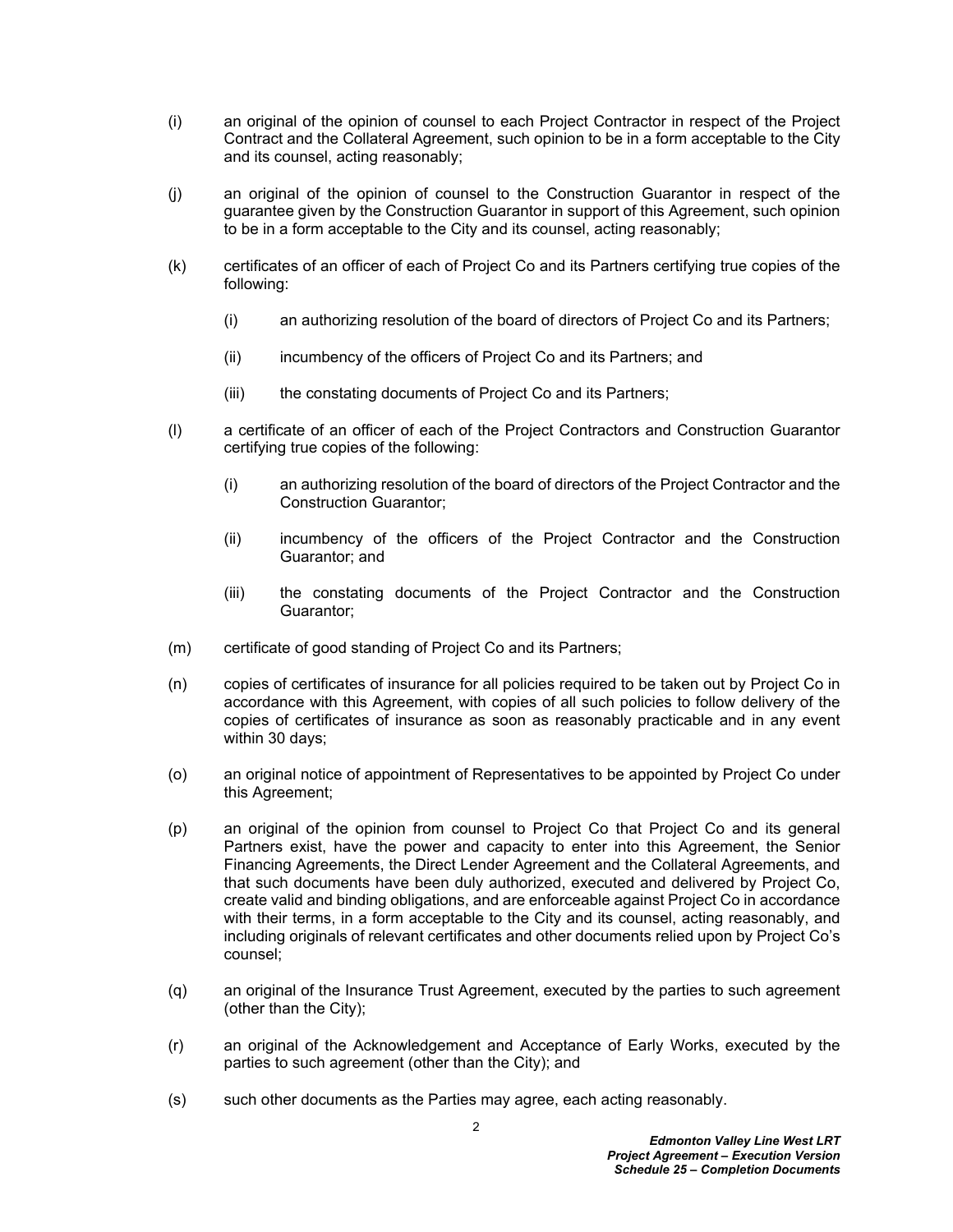(i) an original of the opinion of counsel to each Project Contractor in respect of the Project Contract and the Collateral Agreement, such opinion to be in a form acceptable to the City and its counsel, acting reasonably;

(j) an original of the opinion of counsel to the Construction Guarantor in respect of the guarantee given by the Construction Guarantor in support of this Agreement, such opinion to be in a form acceptable to the City and its counsel, acting reasonably;

(k) certificates of an officer of each of Project Co and its Partners certifying true copies of the following:

 (i) an authorizing resolution of the board of directors of Project Co and its Partners;

 (ii) incumbency of the officers of Project Co and its Partners; and

 (iii) the constating documents of Project Co and its Partners;

(l) a certificate of an officer of each of the Project Contractors and Construction Guarantor certifying true copies of the following:

 (i) an authorizing resolution of the board of directors of the Project Contractor and the Construction Guarantor;

 (ii) incumbency of the officers of the Project Contractor and the Construction Guarantor; and

 (iii) the constating documents of the Project Contractor and the Construction Guarantor;

(m) certificate of good standing of Project Co and its Partners;

(n) copies of certificates of insurance for all policies required to be taken out by Project Co in accordance with this Agreement, with copies of all such policies to follow delivery of the copies of certificates of insurance as soon as reasonably practicable and in any event within 30 days;

(o) an original notice of appointment of Representatives to be appointed by Project Co under this Agreement;

(p) an original of the opinion from counsel to Project Co that Project Co and its general Partners exist, have the power and capacity to enter into this Agreement, the Senior Financing Agreements, the Direct Lender Agreement and the Collateral Agreements, and that such documents have been duly authorized, executed and delivered by Project Co, create valid and binding obligations, and are enforceable against Project Co in accordance with their terms, in a form acceptable to the City and its counsel, acting reasonably, and including originals of relevant certificates and other documents relied upon by Project Co's counsel;

(q) an original of the Insurance Trust Agreement, executed by the parties to such agreement (other than the City);

(r) an original of the Acknowledgement and Acceptance of Early Works, executed by the parties to such agreement (other than the City); and

(s) such other documents as the Parties may agree, each acting reasonably.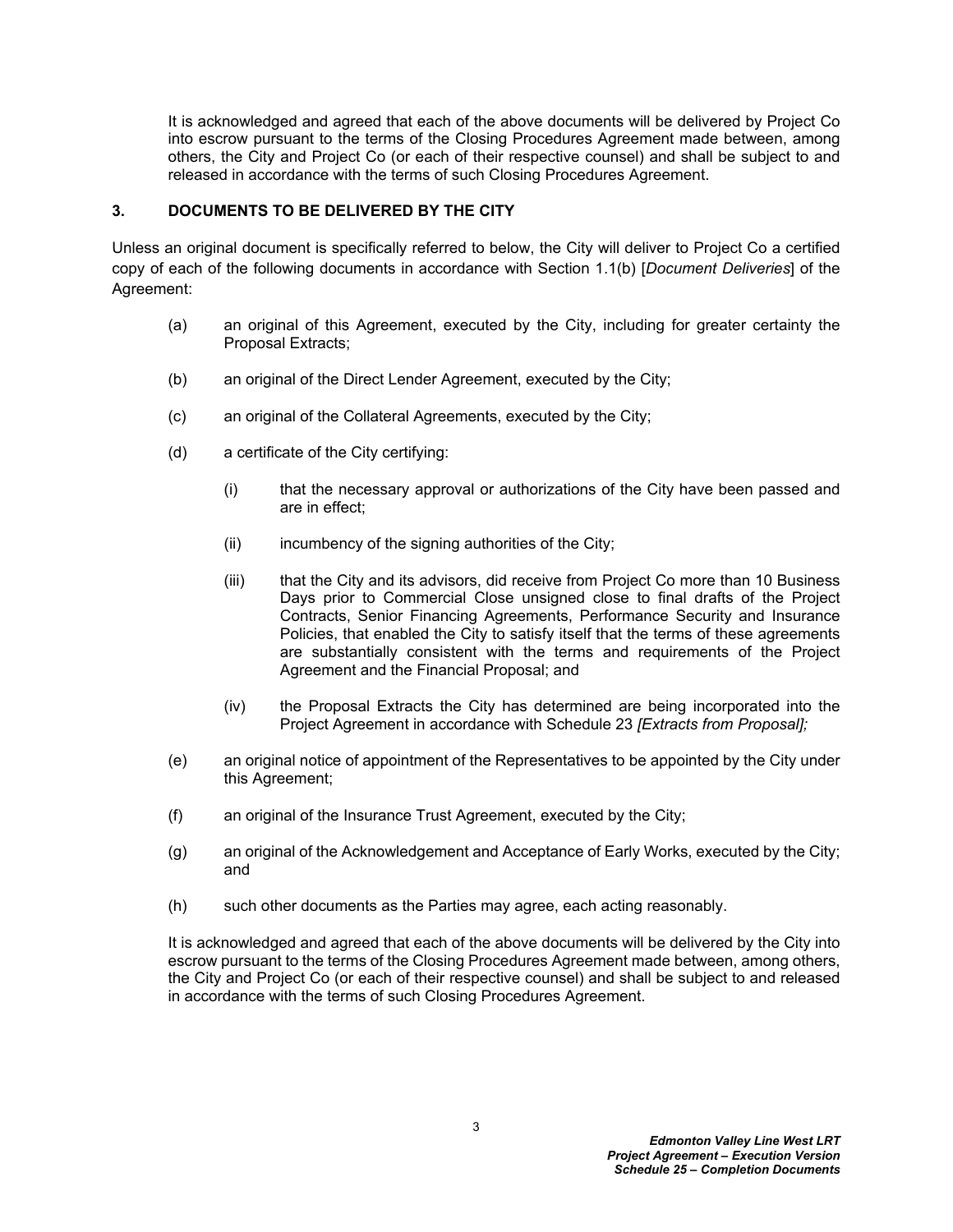It is acknowledged and agreed that each of the above documents will be delivered by Project Co into escrow pursuant to the terms of the Closing Procedures Agreement made between, among others, the City and Project Co (or each of their respective counsel) and shall be subject to and released in accordance with the terms of such Closing Procedures Agreement.

## 3. DOCUMENTS TO BE DELIVERED BY THE CITY

Unless an original document is specifically referred to below, the City will deliver to Project Co a certified copy of each of the following documents in accordance with Section 1.1(b) [*Document Deliveries*] of the Agreement:

(a) an original of this Agreement, executed by the City, including for greater certainty the Proposal Extracts;

(b) an original of the Direct Lender Agreement, executed by the City;

(c) an original of the Collateral Agreements, executed by the City;

(d) a certificate of the City certifying:

  (i) that the necessary approval or authorizations of the City have been passed and are in effect;

  (ii) incumbency of the signing authorities of the City;

  (iii) that the City and its advisors, did receive from Project Co more than 10 Business Days prior to Commercial Close unsigned close to final drafts of the Project Contracts, Senior Financing Agreements, Performance Security and Insurance Policies, that enabled the City to satisfy itself that the terms of these agreements are substantially consistent with the terms and requirements of the Project Agreement and the Financial Proposal; and

  (iv) the Proposal Extracts the City has determined are being incorporated into the Project Agreement in accordance with Schedule 23 *[Extracts from Proposal];*

(e) an original notice of appointment of the Representatives to be appointed by the City under this Agreement;

(f) an original of the Insurance Trust Agreement, executed by the City;

(g) an original of the Acknowledgement and Acceptance of Early Works, executed by the City; and

(h) such other documents as the Parties may agree, each acting reasonably.

It is acknowledged and agreed that each of the above documents will be delivered by the City into escrow pursuant to the terms of the Closing Procedures Agreement made between, among others, the City and Project Co (or each of their respective counsel) and shall be subject to and released in accordance with the terms of such Closing Procedures Agreement.